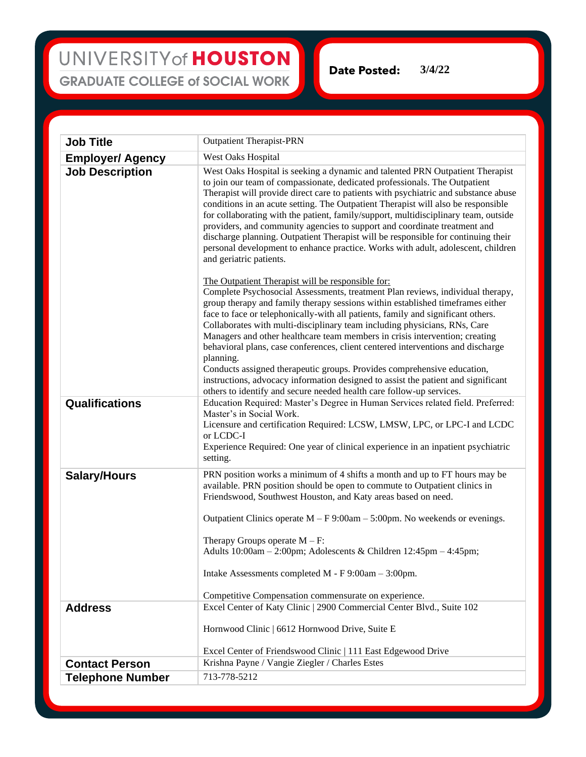UNIVERSITY of HOUSTON
GRADUATE COLLEGE of SOCIAL WORK

**Date Posted:** 3/4/22

| | |
|---|---|
| **Job Title** | Outpatient Therapist-PRN |
| **Employer/ Agency** | West Oaks Hospital |
| **Job Description** | West Oaks Hospital is seeking a dynamic and talented PRN Outpatient Therapist to join our team of compassionate, dedicated professionals. The Outpatient Therapist will provide direct care to patients with psychiatric and substance abuse conditions in an acute setting. The Outpatient Therapist will also be responsible for collaborating with the patient, family/support, multidisciplinary team, outside providers, and community agencies to support and coordinate treatment and discharge planning. Outpatient Therapist will be responsible for continuing their personal development to enhance practice. Works with adult, adolescent, children and geriatric patients.<br><br><u>The Outpatient Therapist will be responsible for:</u><br>Complete Psychosocial Assessments, treatment Plan reviews, individual therapy, group therapy and family therapy sessions within established timeframes either face to face or telephonically-with all patients, family and significant others.<br>Collaborates with multi-disciplinary team including physicians, RNs, Care Managers and other healthcare team members in crisis intervention; creating behavioral plans, case conferences, client centered interventions and discharge planning.<br>Conducts assigned therapeutic groups. Provides comprehensive education, instructions, advocacy information designed to assist the patient and significant others to identify and secure needed health care follow-up services. |
| **Qualifications** | Education Required: Master's Degree in Human Services related field. Preferred: Master's in Social Work.<br>Licensure and certification Required: LCSW, LMSW, LPC, or LPC-I and LCDC or LCDC-I<br>Experience Required: One year of clinical experience in an inpatient psychiatric setting. |
| **Salary/Hours** | PRN position works a minimum of 4 shifts a month and up to FT hours may be available. PRN position should be open to commute to Outpatient clinics in Friendswood, Southwest Houston, and Katy areas based on need.<br><br>Outpatient Clinics operate M – F 9:00am – 5:00pm. No weekends or evenings.<br><br>Therapy Groups operate M – F:<br>Adults 10:00am – 2:00pm; Adolescents & Children 12:45pm – 4:45pm;<br><br>Intake Assessments completed M - F 9:00am – 3:00pm.<br><br>Competitive Compensation commensurate on experience. |
| **Address** | Excel Center of Katy Clinic \| 2900 Commercial Center Blvd., Suite 102<br><br>Hornwood Clinic \| 6612 Hornwood Drive, Suite E<br><br>Excel Center of Friendswood Clinic \| 111 East Edgewood Drive |
| **Contact Person** | Krishna Payne / Vangie Ziegler / Charles Estes |
| **Telephone Number** | 713-778-5212 |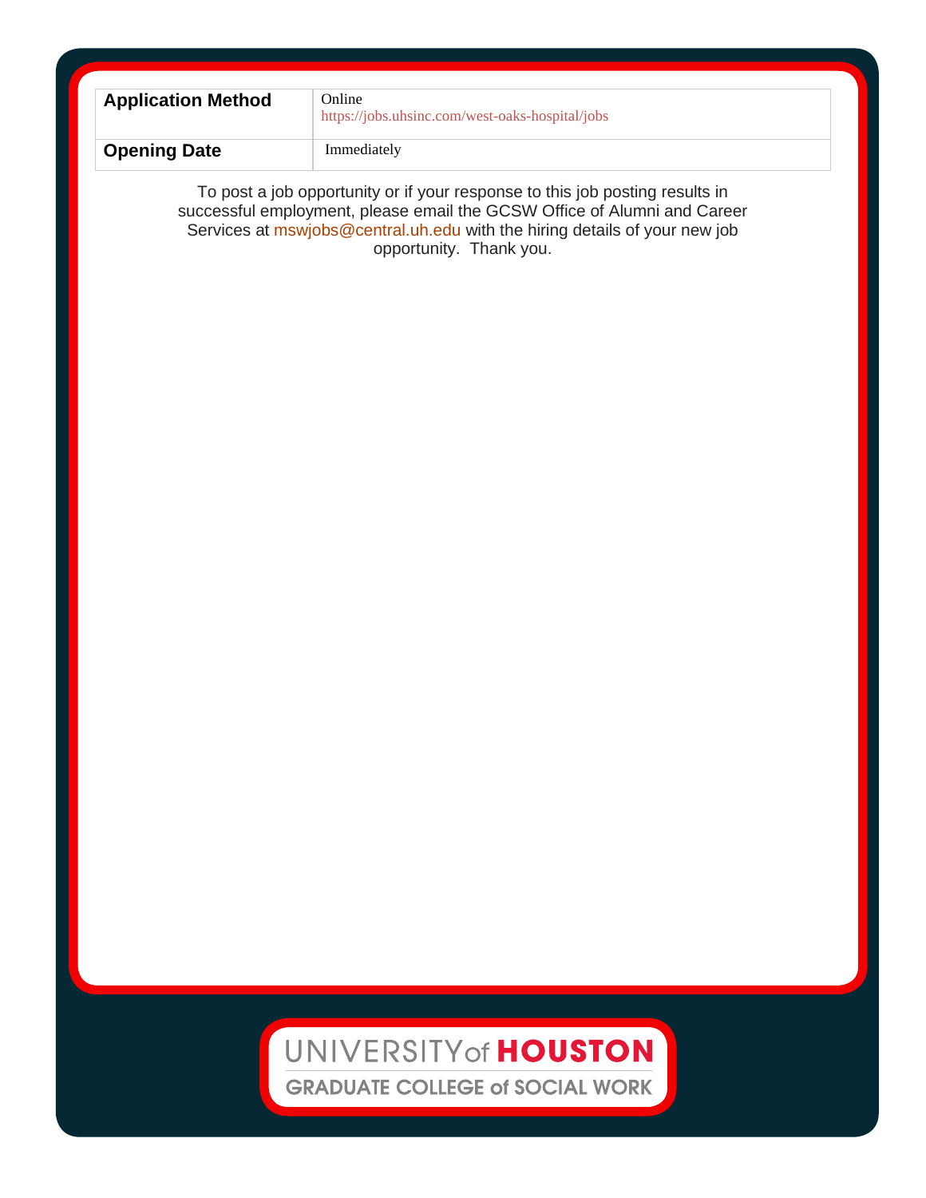| | |
|---|---|
| **Application Method** | Online<br>https://jobs.uhsinc.com/west-oaks-hospital/jobs |
| **Opening Date** | Immediately |

To post a job opportunity or if your response to this job posting results in successful employment, please email the GCSW Office of Alumni and Career Services at mswjobs@central.uh.edu with the hiring details of your new job opportunity. Thank you.

UNIVERSITY of HOUSTON

GRADUATE COLLEGE of SOCIAL WORK